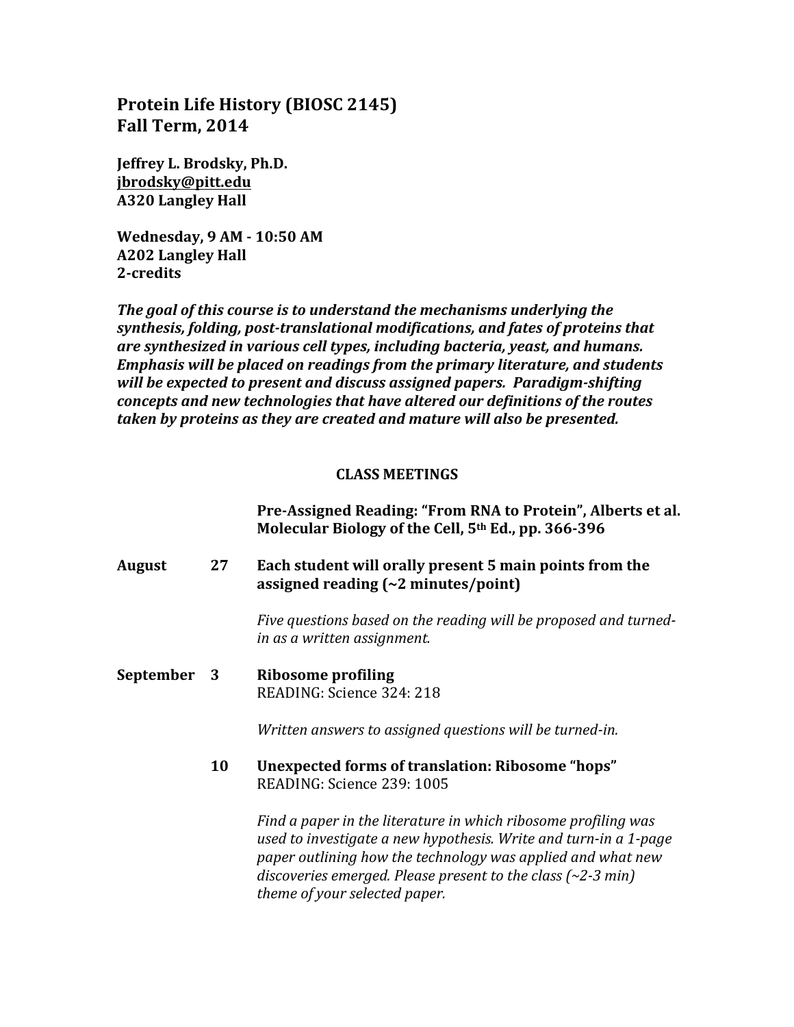# Protein Life History (BIOSC 2145)
# Fall Term, 2014

**Jeffrey L. Brodsky, Ph.D.**
**jbrodsky@pitt.edu**
**A320 Langley Hall**

**Wednesday, 9 AM - 10:50 AM**
**A202 Langley Hall**
**2-credits**

***The goal of this course is to understand the mechanisms underlying the synthesis, folding, post-translational modifications, and fates of proteins that are synthesized in various cell types, including bacteria, yeast, and humans. Emphasis will be placed on readings from the primary literature, and students will be expected to present and discuss assigned papers. Paradigm-shifting concepts and new technologies that have altered our definitions of the routes taken by proteins as they are created and mature will also be presented.***

## CLASS MEETINGS

**Pre-Assigned Reading: "From RNA to Protein", Alberts et al. Molecular Biology of the Cell, 5th Ed., pp. 366-396**

**August 27** — **Each student will orally present 5 main points from the assigned reading (~2 minutes/point)**

*Five questions based on the reading will be proposed and turned-in as a written assignment.*

**September 3** — **Ribosome profiling**
READING: Science 324: 218

*Written answers to assigned questions will be turned-in.*

**10** — **Unexpected forms of translation: Ribosome "hops"**
READING: Science 239: 1005

*Find a paper in the literature in which ribosome profiling was used to investigate a new hypothesis. Write and turn-in a 1-page paper outlining how the technology was applied and what new discoveries emerged. Please present to the class (~2-3 min) theme of your selected paper.*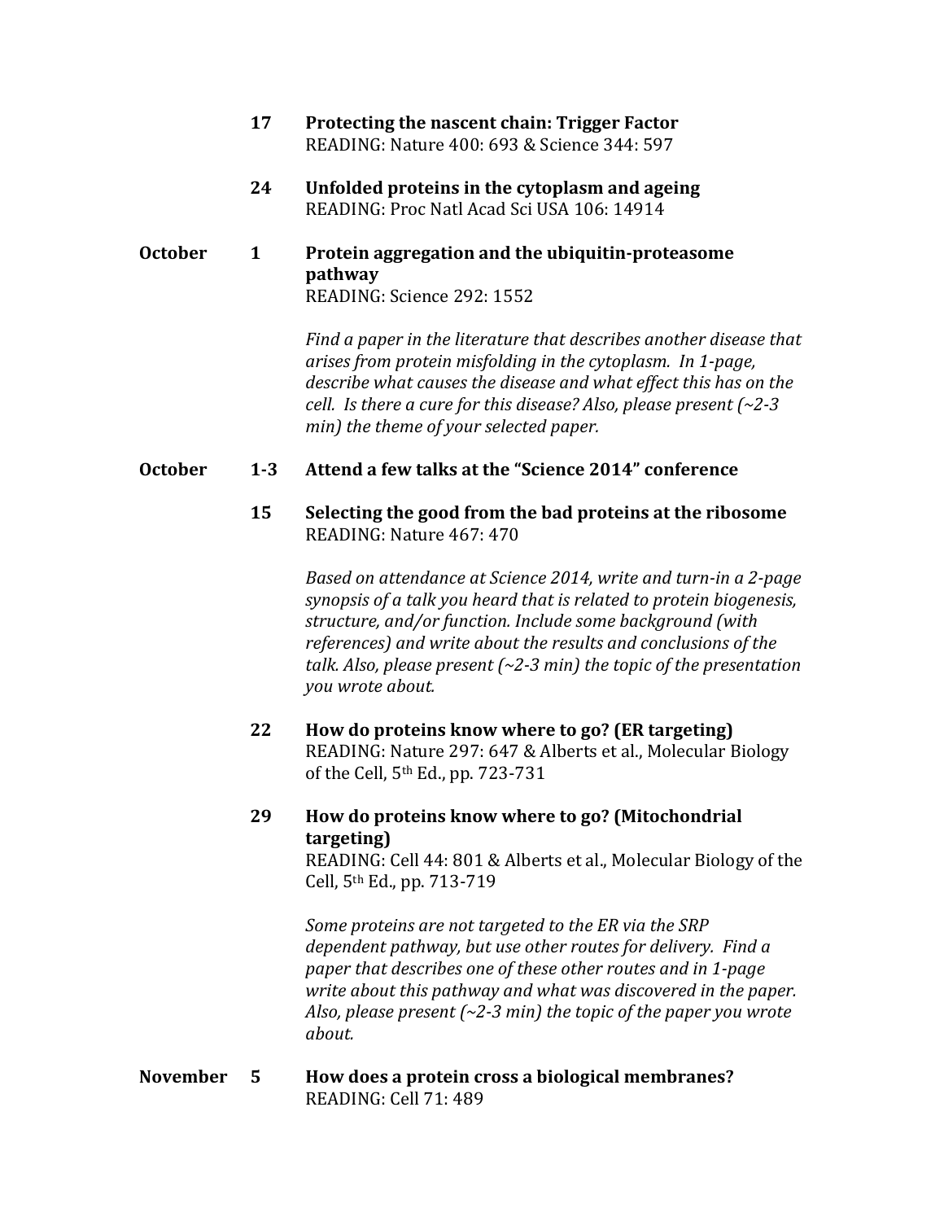| | | |
|---|---|---|
| | **17** | **Protecting the nascent chain: Trigger Factor**<br>READING: Nature 400: 693 & Science 344: 597 |
| | **24** | **Unfolded proteins in the cytoplasm and ageing**<br>READING: Proc Natl Acad Sci USA 106: 14914 |
| **October** | **1** | **Protein aggregation and the ubiquitin-proteasome pathway**<br>READING: Science 292: 1552<br><br>*Find a paper in the literature that describes another disease that arises from protein misfolding in the cytoplasm. In 1-page, describe what causes the disease and what effect this has on the cell. Is there a cure for this disease? Also, please present (~2-3 min) the theme of your selected paper.* |
| **October** | **1-3** | **Attend a few talks at the "Science 2014" conference** |
| | **15** | **Selecting the good from the bad proteins at the ribosome**<br>READING: Nature 467: 470<br><br>*Based on attendance at Science 2014, write and turn-in a 2-page synopsis of a talk you heard that is related to protein biogenesis, structure, and/or function. Include some background (with references) and write about the results and conclusions of the talk. Also, please present (~2-3 min) the topic of the presentation you wrote about.* |
| | **22** | **How do proteins know where to go? (ER targeting)**<br>READING: Nature 297: 647 & Alberts et al., Molecular Biology of the Cell, 5th Ed., pp. 723-731 |
| | **29** | **How do proteins know where to go? (Mitochondrial targeting)**<br>READING: Cell 44: 801 & Alberts et al., Molecular Biology of the Cell, 5th Ed., pp. 713-719<br><br>*Some proteins are not targeted to the ER via the SRP dependent pathway, but use other routes for delivery. Find a paper that describes one of these other routes and in 1-page write about this pathway and what was discovered in the paper. Also, please present (~2-3 min) the topic of the paper you wrote about.* |
| **November** | **5** | **How does a protein cross a biological membranes?**<br>READING: Cell 71: 489 |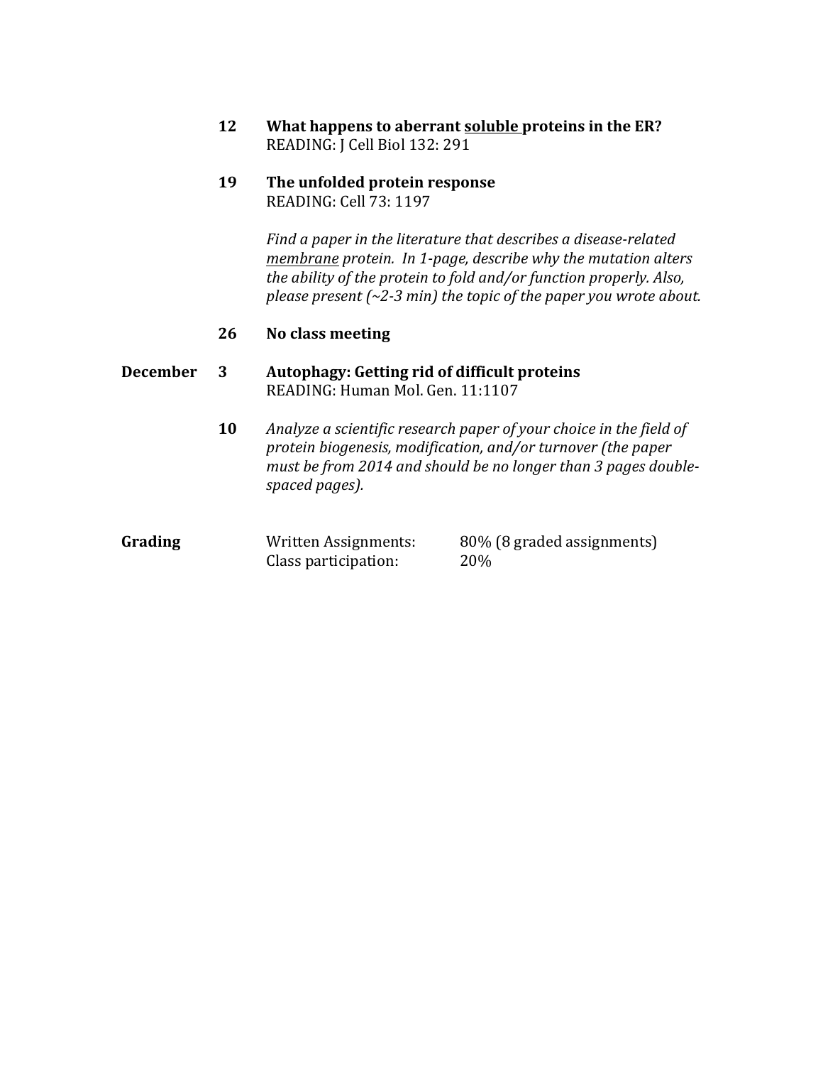**12** **What happens to aberrant <u>soluble</u> proteins in the ER?**
READING: J Cell Biol 132: 291

**19** **The unfolded protein response**
READING: Cell 73: 1197

*Find a paper in the literature that describes a disease-related <u>membrane</u> protein. In 1-page, describe why the mutation alters the ability of the protein to fold and/or function properly. Also, please present (~2-3 min) the topic of the paper you wrote about.*

**26** **No class meeting**

**December** **3** **Autophagy: Getting rid of difficult proteins**
READING: Human Mol. Gen. 11:1107

**10** *Analyze a scientific research paper of your choice in the field of protein biogenesis, modification, and/or turnover (the paper must be from 2014 and should be no longer than 3 pages double-spaced pages).*

**Grading**

| | |
|---|---|
| Written Assignments: | 80% (8 graded assignments) |
| Class participation: | 20% |